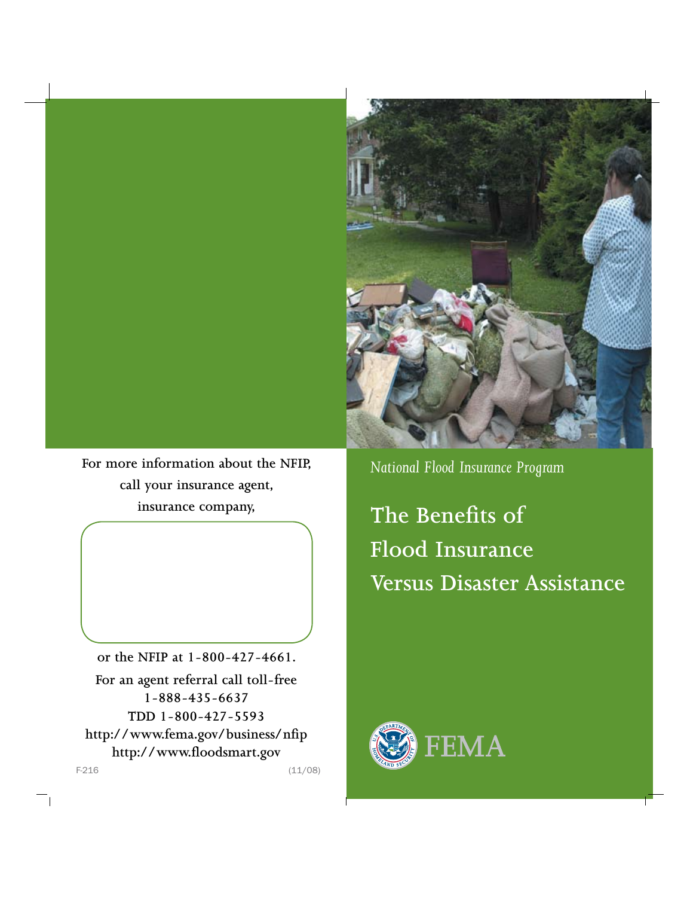For more information about the NFIP, call your insurance agent, insurance company,

or the NFIP at 1-800-427-4661.

For an agent referral call toll-free 1-888-435-6637

TDD 1-800-427-5593

http://www.fema.gov/business/nfip

http://www.floodsmart.gov

F-216 (11/08)

*National Flood Insurance Program*

# The Benefits of Flood Insurance Versus Disaster Assistance

FEMA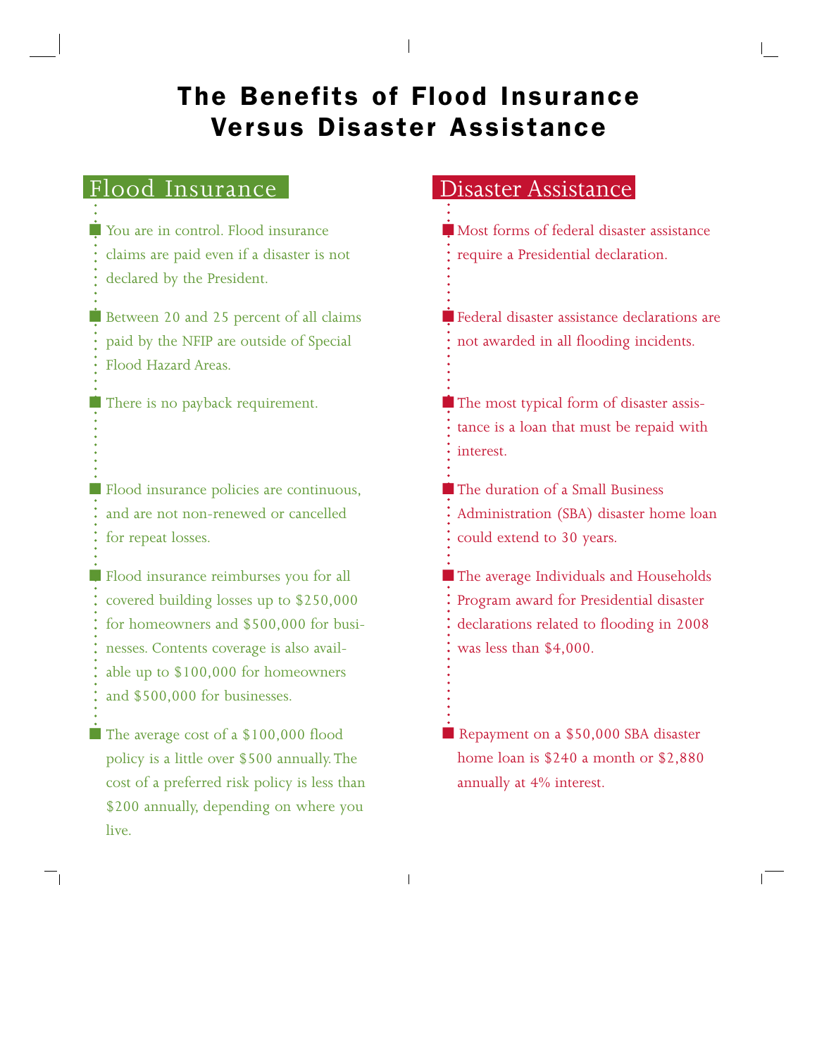# The Benefits of Flood Insurance Versus Disaster Assistance

## Flood Insurance

- You are in control. Flood insurance claims are paid even if a disaster is not declared by the President.
- Between 20 and 25 percent of all claims paid by the NFIP are outside of Special Flood Hazard Areas.
- There is no payback requirement.
- Flood insurance policies are continuous, and are not non-renewed or cancelled for repeat losses.
- Flood insurance reimburses you for all covered building losses up to $250,000 for homeowners and $500,000 for businesses. Contents coverage is also available up to $100,000 for homeowners and $500,000 for businesses.
- The average cost of a $100,000 flood policy is a little over $500 annually. The cost of a preferred risk policy is less than $200 annually, depending on where you live.

## Disaster Assistance

- Most forms of federal disaster assistance require a Presidential declaration.
- Federal disaster assistance declarations are not awarded in all flooding incidents.
- The most typical form of disaster assistance is a loan that must be repaid with interest.
- The duration of a Small Business Administration (SBA) disaster home loan could extend to 30 years.
- The average Individuals and Households Program award for Presidential disaster declarations related to flooding in 2008 was less than $4,000.
- Repayment on a $50,000 SBA disaster home loan is $240 a month or $2,880 annually at 4% interest.